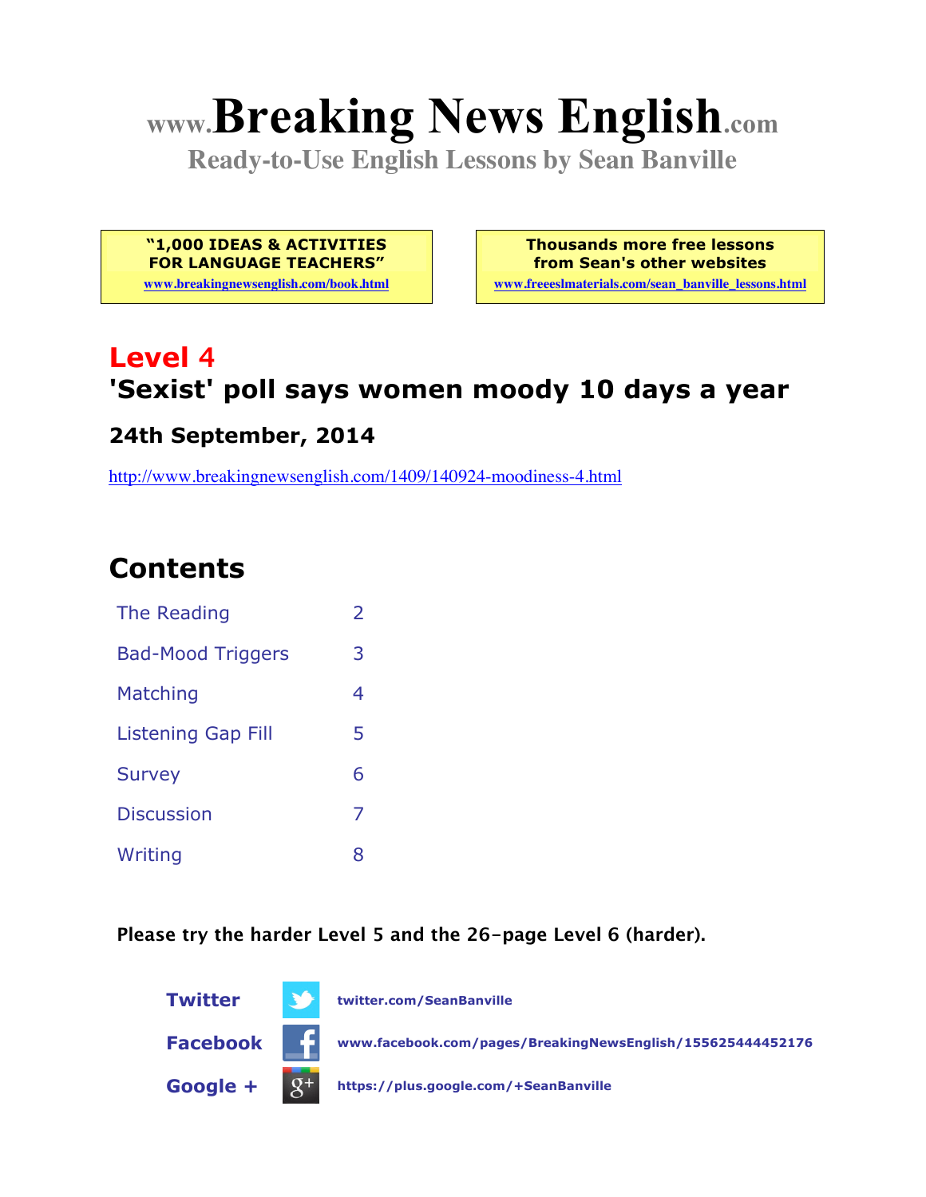# www.Breaking News English.com

**Ready-to-Use English Lessons by Sean Banville**

**"1,000 IDEAS & ACTIVITIES FOR LANGUAGE TEACHERS"**
www.breakingnewsenglish.com/book.html

**Thousands more free lessons from Sean's other websites**
www.freeeslmaterials.com/sean_banville_lessons.html

## Level 4
## 'Sexist' poll says women moody 10 days a year

### 24th September, 2014

http://www.breakingnewsenglish.com/1409/140924-moodiness-4.html

## Contents

| | |
|---|---|
| The Reading | 2 |
| Bad-Mood Triggers | 3 |
| Matching | 4 |
| Listening Gap Fill | 5 |
| Survey | 6 |
| Discussion | 7 |
| Writing | 8 |

**Please try the harder Level 5 and the 26-page Level 6 (harder).**

**Twitter** twitter.com/SeanBanville

**Facebook** www.facebook.com/pages/BreakingNewsEnglish/155625444452176

**Google +** https://plus.google.com/+SeanBanville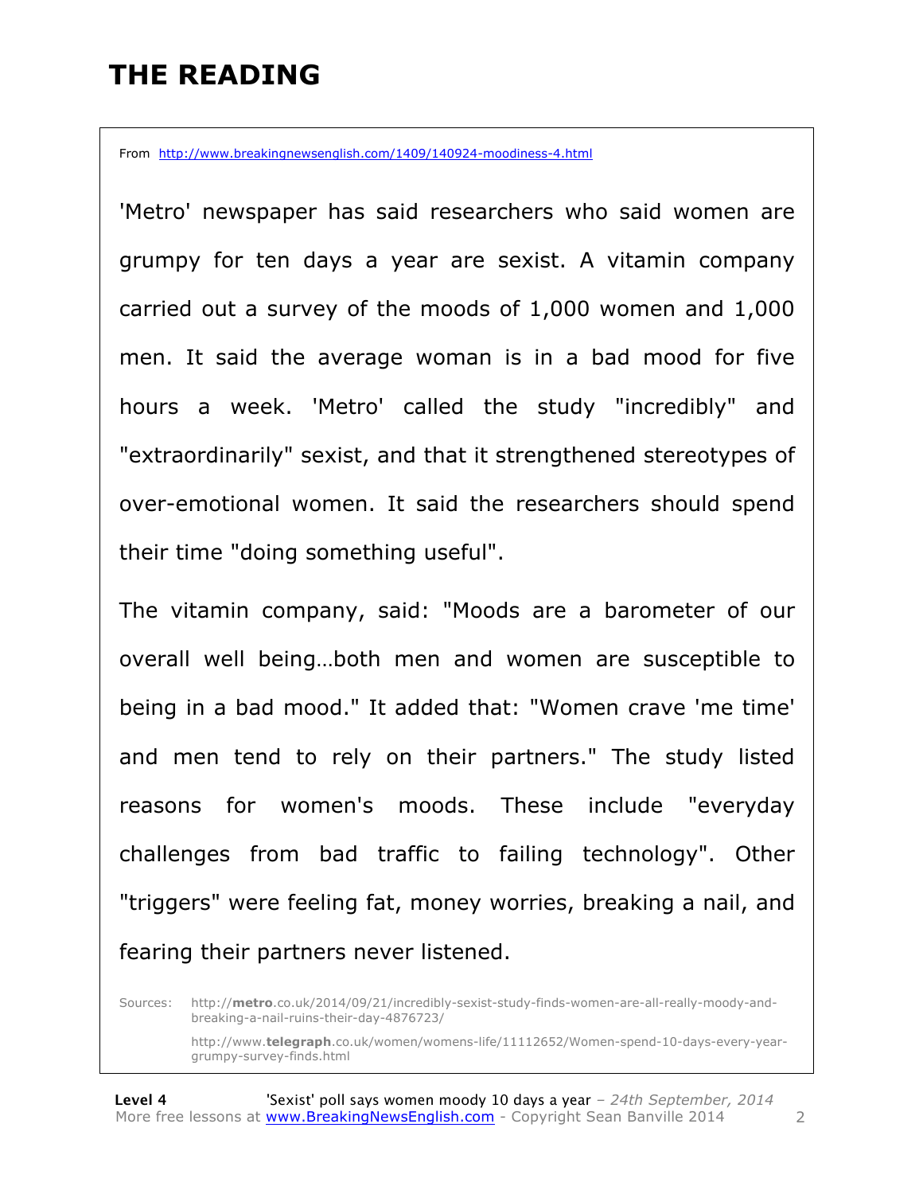# THE READING

From http://www.breakingnewsenglish.com/1409/140924-moodiness-4.html

'Metro' newspaper has said researchers who said women are grumpy for ten days a year are sexist. A vitamin company carried out a survey of the moods of 1,000 women and 1,000 men. It said the average woman is in a bad mood for five hours a week. 'Metro' called the study "incredibly" and "extraordinarily" sexist, and that it strengthened stereotypes of over-emotional women. It said the researchers should spend their time "doing something useful".

The vitamin company, said: "Moods are a barometer of our overall well being…both men and women are susceptible to being in a bad mood." It added that: "Women crave 'me time' and men tend to rely on their partners." The study listed reasons for women's moods. These include "everyday challenges from bad traffic to failing technology". Other "triggers" were feeling fat, money worries, breaking a nail, and fearing their partners never listened.

Sources: http://metro.co.uk/2014/09/21/incredibly-sexist-study-finds-women-are-all-really-moody-and-breaking-a-nail-ruins-their-day-4876723/

http://www.telegraph.co.uk/women/womens-life/11112652/Women-spend-10-days-every-year-grumpy-survey-finds.html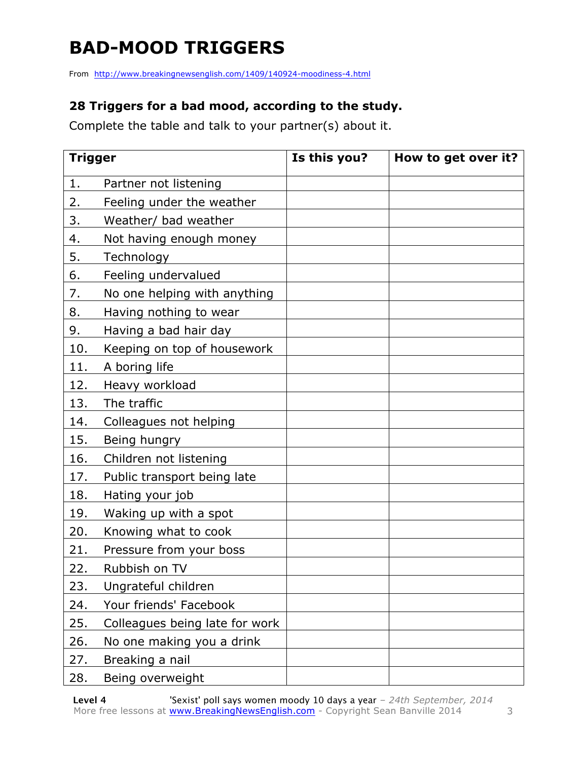# BAD-MOOD TRIGGERS

From http://www.breakingnewsenglish.com/1409/140924-moodiness-4.html

### 28 Triggers for a bad mood, according to the study.

Complete the table and talk to your partner(s) about it.

| Trigger | Is this you? | How to get over it? |
|---|---|---|
| 1. Partner not listening | | |
| 2. Feeling under the weather | | |
| 3. Weather/ bad weather | | |
| 4. Not having enough money | | |
| 5. Technology | | |
| 6. Feeling undervalued | | |
| 7. No one helping with anything | | |
| 8. Having nothing to wear | | |
| 9. Having a bad hair day | | |
| 10. Keeping on top of housework | | |
| 11. A boring life | | |
| 12. Heavy workload | | |
| 13. The traffic | | |
| 14. Colleagues not helping | | |
| 15. Being hungry | | |
| 16. Children not listening | | |
| 17. Public transport being late | | |
| 18. Hating your job | | |
| 19. Waking up with a spot | | |
| 20. Knowing what to cook | | |
| 21. Pressure from your boss | | |
| 22. Rubbish on TV | | |
| 23. Ungrateful children | | |
| 24. Your friends' Facebook | | |
| 25. Colleagues being late for work | | |
| 26. No one making you a drink | | |
| 27. Breaking a nail | | |
| 28. Being overweight | | |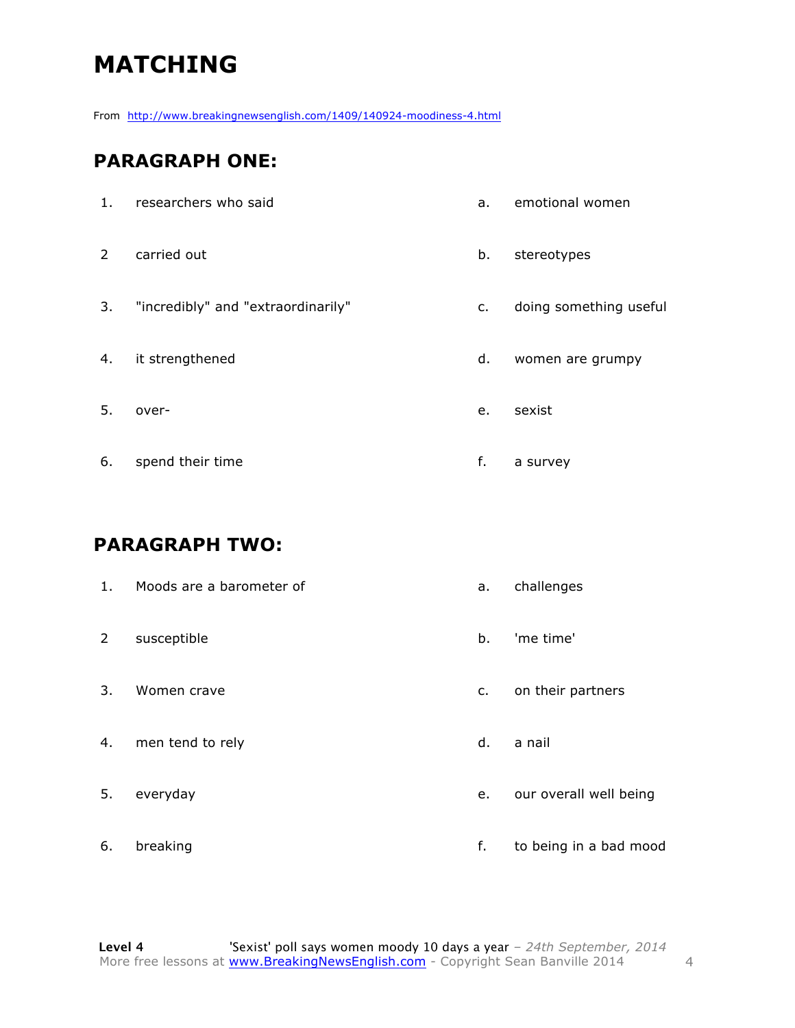# MATCHING

From http://www.breakingnewsenglish.com/1409/140924-moodiness-4.html

## PARAGRAPH ONE:

| | | | |
|---|---|---|---|
| 1. | researchers who said | a. | emotional women |
| 2 | carried out | b. | stereotypes |
| 3. | "incredibly" and "extraordinarily" | c. | doing something useful |
| 4. | it strengthened | d. | women are grumpy |
| 5. | over- | e. | sexist |
| 6. | spend their time | f. | a survey |

## PARAGRAPH TWO:

| | | | |
|---|---|---|---|
| 1. | Moods are a barometer of | a. | challenges |
| 2 | susceptible | b. | 'me time' |
| 3. | Women crave | c. | on their partners |
| 4. | men tend to rely | d. | a nail |
| 5. | everyday | e. | our overall well being |
| 6. | breaking | f. | to being in a bad mood |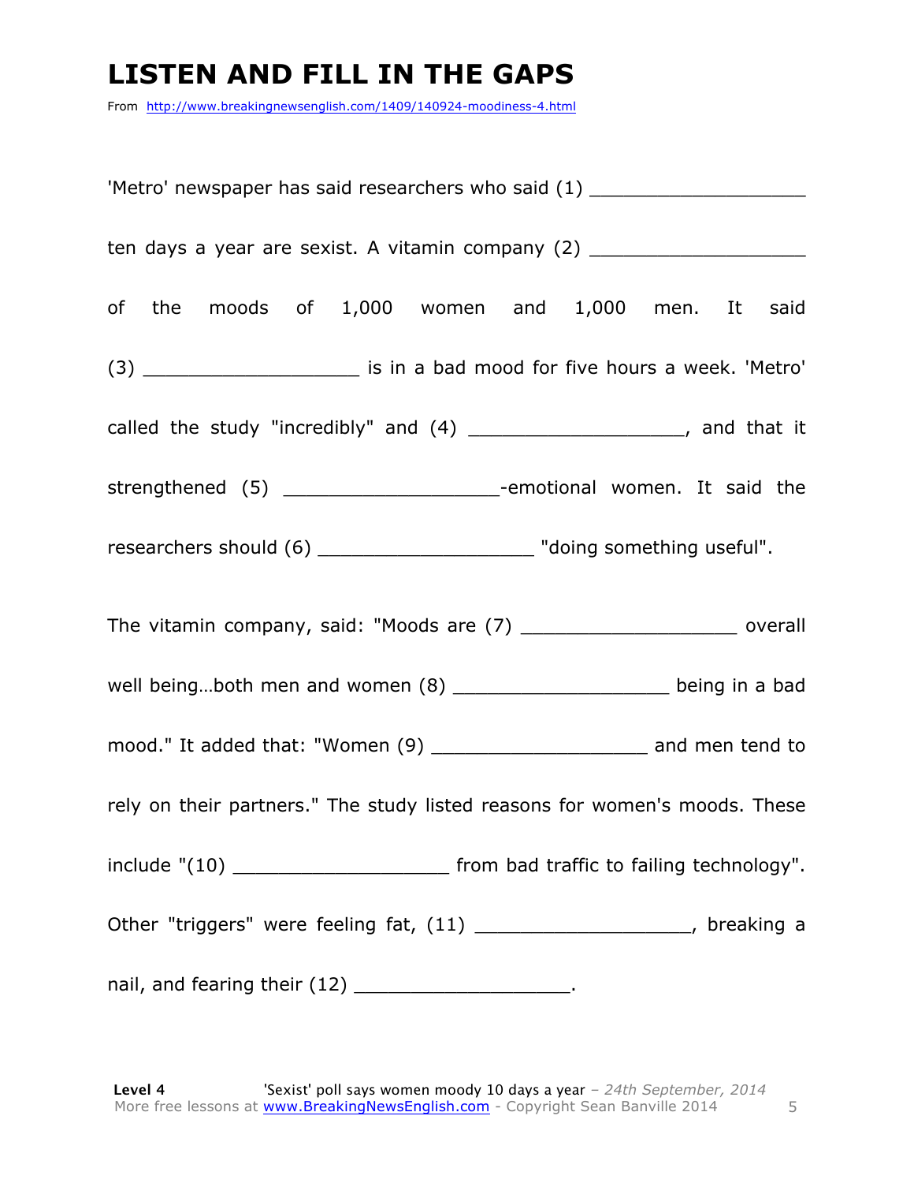# LISTEN AND FILL IN THE GAPS

From http://www.breakingnewsenglish.com/1409/140924-moodiness-4.html

'Metro' newspaper has said researchers who said (1) ___________________ ten days a year are sexist. A vitamin company (2) ___________________ of the moods of 1,000 women and 1,000 men. It said (3) ___________________ is in a bad mood for five hours a week. 'Metro' called the study "incredibly" and (4) ___________________, and that it strengthened (5) ___________________-emotional women. It said the researchers should (6) ___________________ "doing something useful".

The vitamin company, said: "Moods are (7) ___________________ overall well being…both men and women (8) ___________________ being in a bad mood." It added that: "Women (9) ___________________ and men tend to rely on their partners." The study listed reasons for women's moods. These include "(10) ___________________ from bad traffic to failing technology". Other "triggers" were feeling fat, (11) ___________________, breaking a nail, and fearing their (12) ___________________.

**Level 4** 'Sexist' poll says women moody 10 days a year – *24th September, 2014*
More free lessons at www.BreakingNewsEnglish.com - Copyright Sean Banville 2014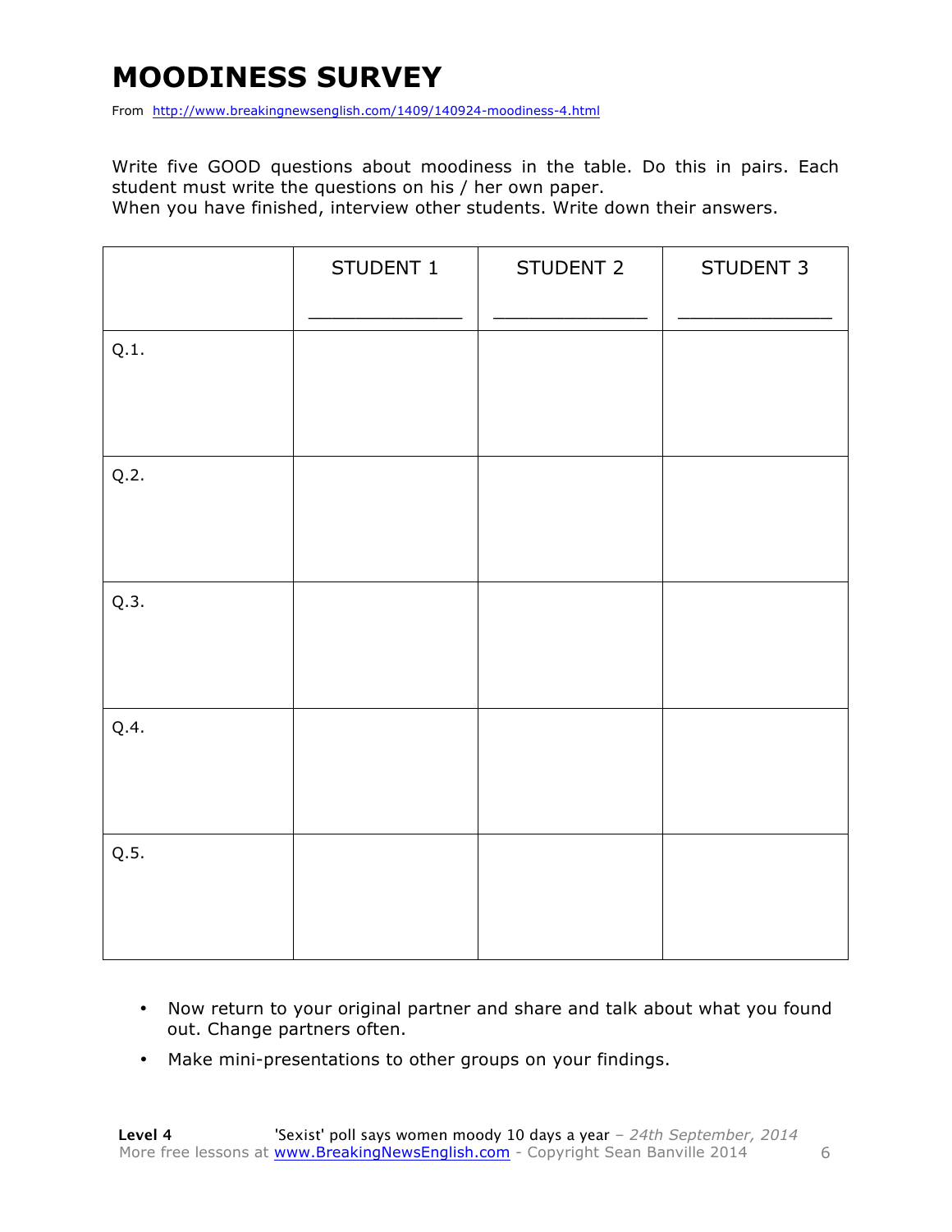# MOODINESS SURVEY

From http://www.breakingnewsenglish.com/1409/140924-moodiness-4.html

Write five GOOD questions about moodiness in the table. Do this in pairs. Each student must write the questions on his / her own paper.
When you have finished, interview other students. Write down their answers.

| | STUDENT 1<br>_____________ | STUDENT 2<br>_____________ | STUDENT 3<br>_____________ |
|---|---|---|---|
| Q.1. | | | |
| Q.2. | | | |
| Q.3. | | | |
| Q.4. | | | |
| Q.5. | | | |

- Now return to your original partner and share and talk about what you found out. Change partners often.
- Make mini-presentations to other groups on your findings.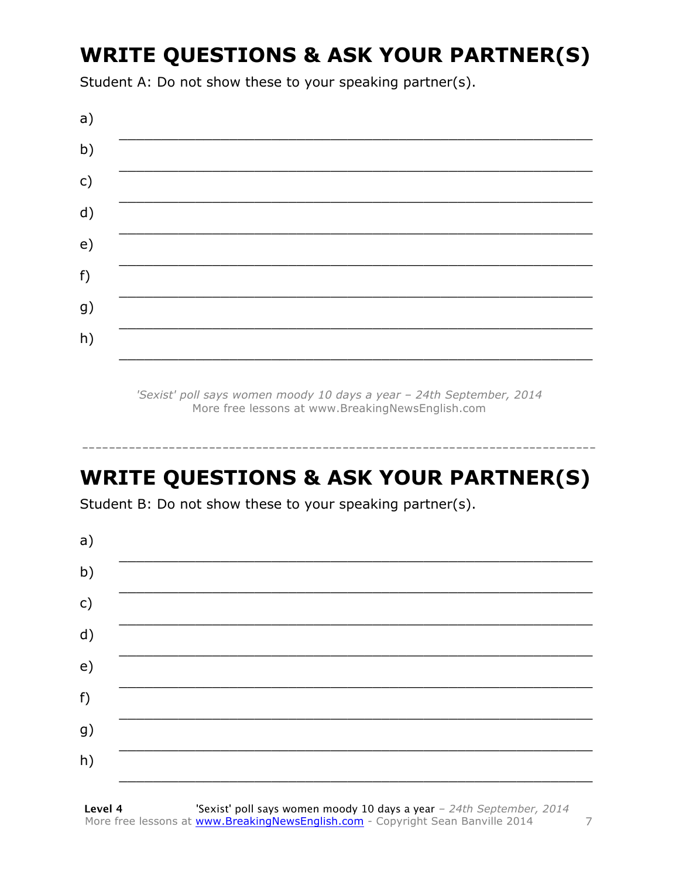# WRITE QUESTIONS & ASK YOUR PARTNER(S)

Student A: Do not show these to your speaking partner(s).

a) ___________________________________________________________

b) ___________________________________________________________

c) ___________________________________________________________

d) ___________________________________________________________

e) ___________________________________________________________

f) ___________________________________________________________

g) ___________________________________________________________

h) ___________________________________________________________

*'Sexist' poll says women moody 10 days a year – 24th September, 2014*
More free lessons at www.BreakingNewsEnglish.com

---

# WRITE QUESTIONS & ASK YOUR PARTNER(S)

Student B: Do not show these to your speaking partner(s).

a) ___________________________________________________________

b) ___________________________________________________________

c) ___________________________________________________________

d) ___________________________________________________________

e) ___________________________________________________________

f) ___________________________________________________________

g) ___________________________________________________________

h) ___________________________________________________________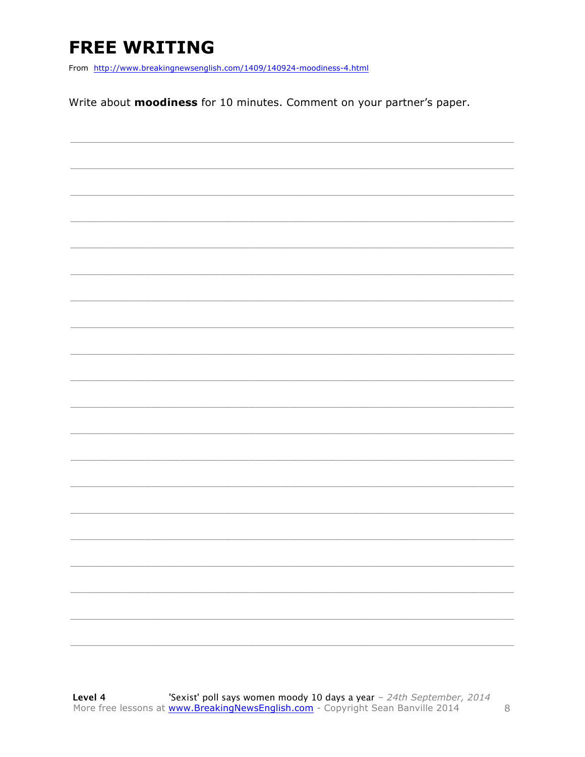# FREE WRITING

From http://www.breakingnewsenglish.com/1409/140924-moodiness-4.html

Write about **moodiness** for 10 minutes. Comment on your partner's paper.